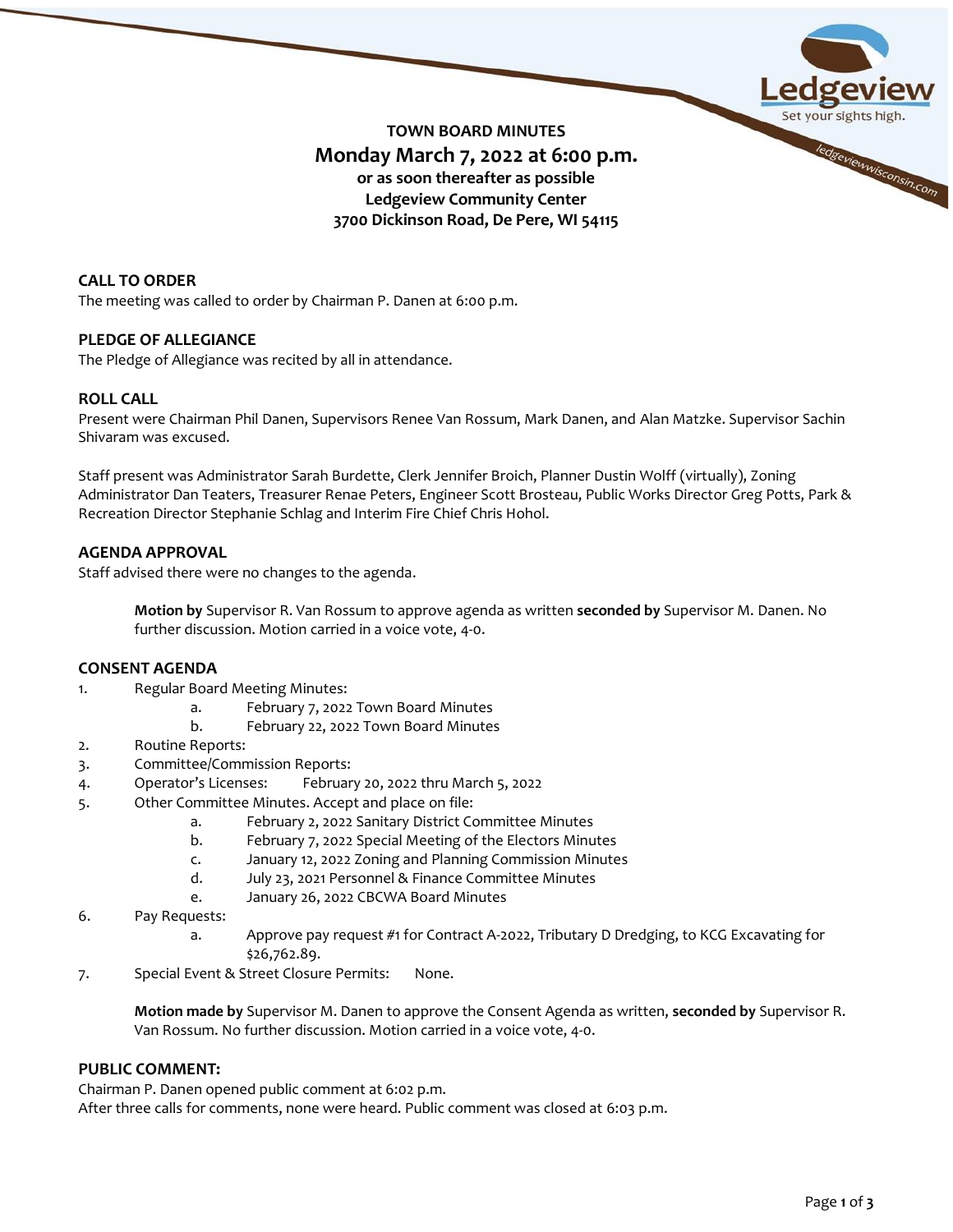# TOWN BOARD MINUTES

## Monday March 7, 2022 at 6:00 p.m.

**or as soon thereafter as possible**
**Ledgeview Community Center**
**3700 Dickinson Road, De Pere, WI 54115**

### CALL TO ORDER

The meeting was called to order by Chairman P. Danen at 6:00 p.m.

### PLEDGE OF ALLEGIANCE

The Pledge of Allegiance was recited by all in attendance.

### ROLL CALL

Present were Chairman Phil Danen, Supervisors Renee Van Rossum, Mark Danen, and Alan Matzke. Supervisor Sachin Shivaram was excused.

Staff present was Administrator Sarah Burdette, Clerk Jennifer Broich, Planner Dustin Wolff (virtually), Zoning Administrator Dan Teaters, Treasurer Renae Peters, Engineer Scott Brosteau, Public Works Director Greg Potts, Park & Recreation Director Stephanie Schlag and Interim Fire Chief Chris Hohol.

### AGENDA APPROVAL

Staff advised there were no changes to the agenda.

> **Motion by** Supervisor R. Van Rossum to approve agenda as written **seconded by** Supervisor M. Danen. No further discussion. Motion carried in a voice vote, 4-0.

### CONSENT AGENDA

1. Regular Board Meeting Minutes:
   a. February 7, 2022 Town Board Minutes
   b. February 22, 2022 Town Board Minutes
2. Routine Reports:
3. Committee/Commission Reports:
4. Operator's Licenses: February 20, 2022 thru March 5, 2022
5. Other Committee Minutes. Accept and place on file:
   a. February 2, 2022 Sanitary District Committee Minutes
   b. February 7, 2022 Special Meeting of the Electors Minutes
   c. January 12, 2022 Zoning and Planning Commission Minutes
   d. July 23, 2021 Personnel & Finance Committee Minutes
   e. January 26, 2022 CBCWA Board Minutes
6. Pay Requests:
   a. Approve pay request #1 for Contract A-2022, Tributary D Dredging, to KCG Excavating for $26,762.89.
7. Special Event & Street Closure Permits: None.

> **Motion made by** Supervisor M. Danen to approve the Consent Agenda as written, **seconded by** Supervisor R. Van Rossum. No further discussion. Motion carried in a voice vote, 4-0.

### PUBLIC COMMENT:

Chairman P. Danen opened public comment at 6:02 p.m.
After three calls for comments, none were heard. Public comment was closed at 6:03 p.m.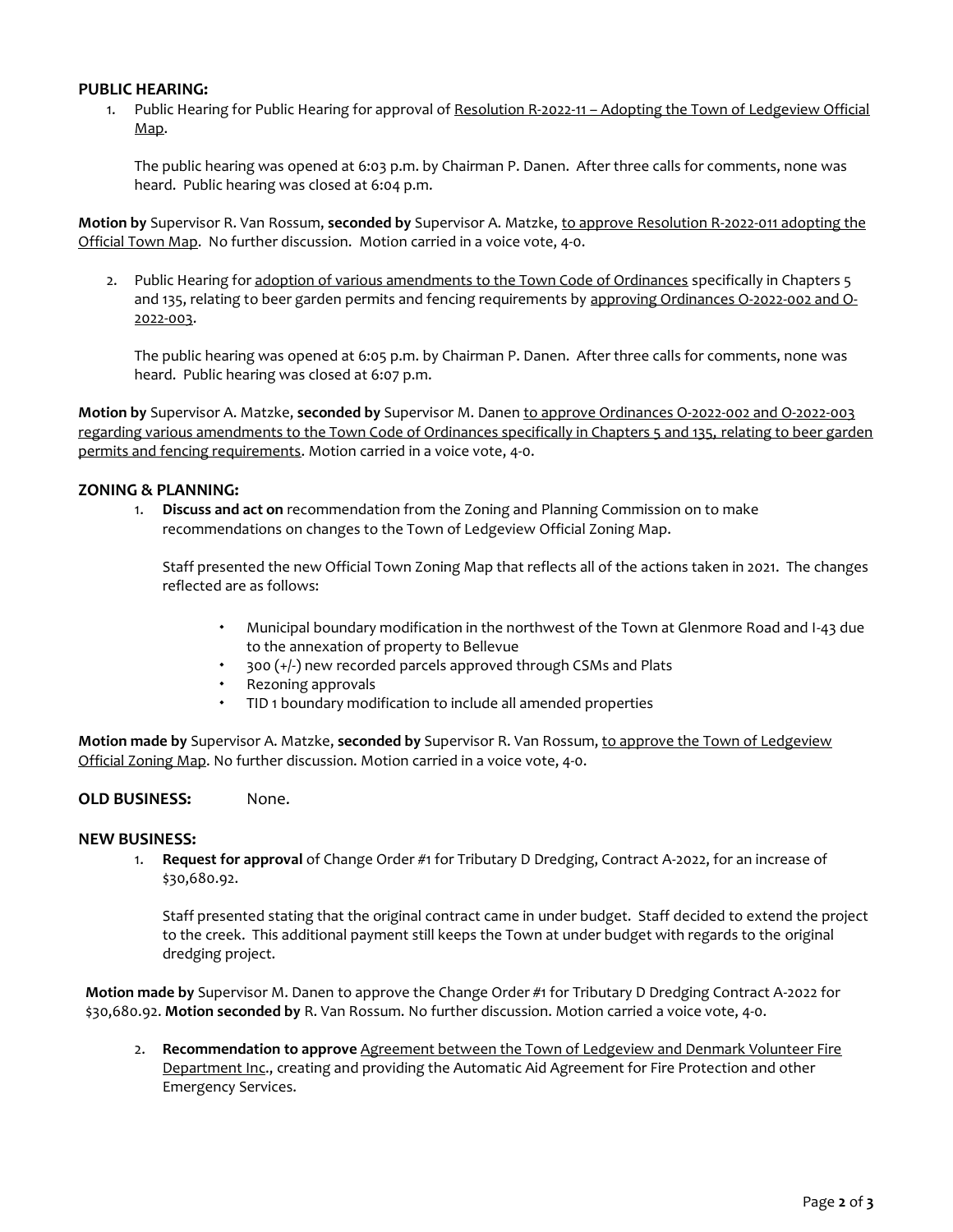## PUBLIC HEARING:

1. Public Hearing for Public Hearing for approval of Resolution R-2022-11 – Adopting the Town of Ledgeview Official Map.

   The public hearing was opened at 6:03 p.m. by Chairman P. Danen. After three calls for comments, none was heard. Public hearing was closed at 6:04 p.m.

**Motion by** Supervisor R. Van Rossum, **seconded by** Supervisor A. Matzke, to approve Resolution R-2022-011 adopting the Official Town Map. No further discussion. Motion carried in a voice vote, 4-0.

2. Public Hearing for adoption of various amendments to the Town Code of Ordinances specifically in Chapters 5 and 135, relating to beer garden permits and fencing requirements by approving Ordinances O-2022-002 and O-2022-003.

   The public hearing was opened at 6:05 p.m. by Chairman P. Danen. After three calls for comments, none was heard. Public hearing was closed at 6:07 p.m.

**Motion by** Supervisor A. Matzke, **seconded by** Supervisor M. Danen to approve Ordinances O-2022-002 and O-2022-003 regarding various amendments to the Town Code of Ordinances specifically in Chapters 5 and 135, relating to beer garden permits and fencing requirements. Motion carried in a voice vote, 4-0.

## ZONING & PLANNING:

1. **Discuss and act on** recommendation from the Zoning and Planning Commission on to make recommendations on changes to the Town of Ledgeview Official Zoning Map.

   Staff presented the new Official Town Zoning Map that reflects all of the actions taken in 2021. The changes reflected are as follows:

   - Municipal boundary modification in the northwest of the Town at Glenmore Road and I-43 due to the annexation of property to Bellevue
   - 300 (+/-) new recorded parcels approved through CSMs and Plats
   - Rezoning approvals
   - TID 1 boundary modification to include all amended properties

**Motion made by** Supervisor A. Matzke, **seconded by** Supervisor R. Van Rossum, to approve the Town of Ledgeview Official Zoning Map. No further discussion. Motion carried in a voice vote, 4-0.

## OLD BUSINESS: None.

## NEW BUSINESS:

1. **Request for approval** of Change Order #1 for Tributary D Dredging, Contract A-2022, for an increase of $30,680.92.

   Staff presented stating that the original contract came in under budget. Staff decided to extend the project to the creek. This additional payment still keeps the Town at under budget with regards to the original dredging project.

**Motion made by** Supervisor M. Danen to approve the Change Order #1 for Tributary D Dredging Contract A-2022 for $30,680.92. **Motion seconded by** R. Van Rossum. No further discussion. Motion carried a voice vote, 4-0.

2. **Recommendation to approve** Agreement between the Town of Ledgeview and Denmark Volunteer Fire Department Inc., creating and providing the Automatic Aid Agreement for Fire Protection and other Emergency Services.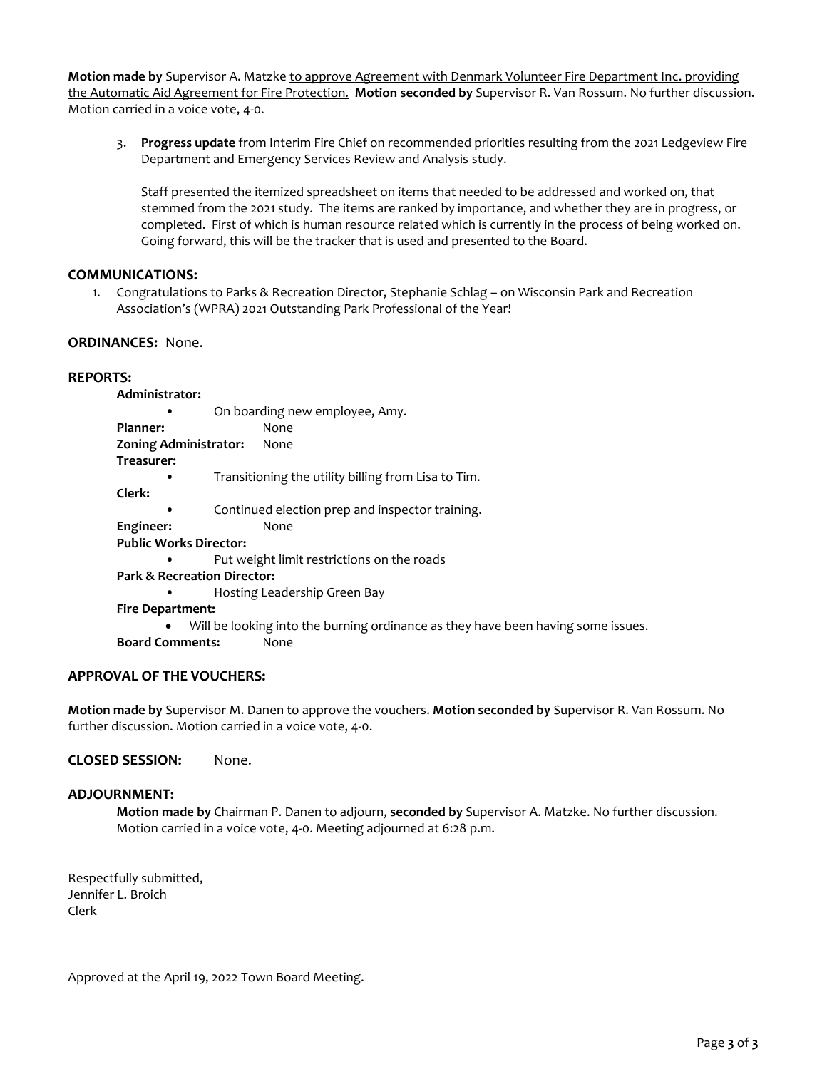**Motion made by** Supervisor A. Matzke to approve Agreement with Denmark Volunteer Fire Department Inc. providing the Automatic Aid Agreement for Fire Protection. **Motion seconded by** Supervisor R. Van Rossum. No further discussion. Motion carried in a voice vote, 4-0.

3. **Progress update** from Interim Fire Chief on recommended priorities resulting from the 2021 Ledgeview Fire Department and Emergency Services Review and Analysis study.

   Staff presented the itemized spreadsheet on items that needed to be addressed and worked on, that stemmed from the 2021 study. The items are ranked by importance, and whether they are in progress, or completed. First of which is human resource related which is currently in the process of being worked on. Going forward, this will be the tracker that is used and presented to the Board.

## COMMUNICATIONS:

1. Congratulations to Parks & Recreation Director, Stephanie Schlag – on Wisconsin Park and Recreation Association's (WPRA) 2021 Outstanding Park Professional of the Year!

## ORDINANCES: None.

## REPORTS:

**Administrator:**
- On boarding new employee, Amy.

**Planner:** None

**Zoning Administrator:** None

**Treasurer:**
- Transitioning the utility billing from Lisa to Tim.

**Clerk:**
- Continued election prep and inspector training.

**Engineer:** None

**Public Works Director:**
- Put weight limit restrictions on the roads

**Park & Recreation Director:**
- Hosting Leadership Green Bay

**Fire Department:**
- Will be looking into the burning ordinance as they have been having some issues.

**Board Comments:** None

## APPROVAL OF THE VOUCHERS:

**Motion made by** Supervisor M. Danen to approve the vouchers. **Motion seconded by** Supervisor R. Van Rossum. No further discussion. Motion carried in a voice vote, 4-0.

## CLOSED SESSION: None.

## ADJOURNMENT:

**Motion made by** Chairman P. Danen to adjourn, **seconded by** Supervisor A. Matzke. No further discussion. Motion carried in a voice vote, 4-0. Meeting adjourned at 6:28 p.m.

Respectfully submitted,
Jennifer L. Broich
Clerk

Approved at the April 19, 2022 Town Board Meeting.